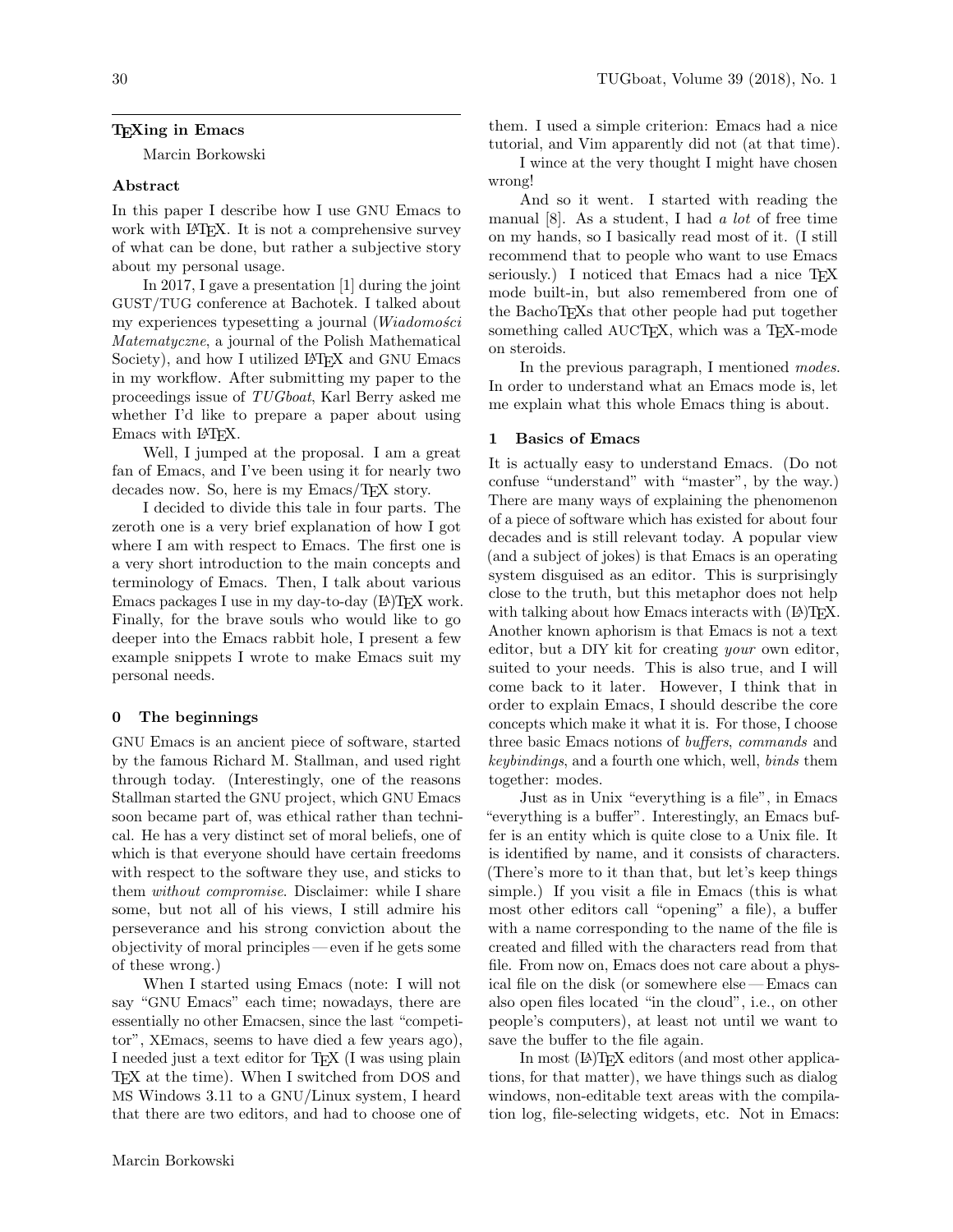# TEXing in Emacs

Marcin Borkowski

## Abstract

In this paper I describe how I use GNU Emacs to work with LaTeX. It is not a comprehensive survey of what can be done, but rather a subjective story about my personal usage.

In 2017, I gave a presentation [1] during the joint GUST/TUG conference at Bachotek. I talked about my experiences typesetting a journal (*Wiadomości Matematyczne*, a journal of the Polish Mathematical Society), and how I utilized LaTeX and GNU Emacs in my workflow. After submitting my paper to the proceedings issue of *TUGboat*, Karl Berry asked me whether I'd like to prepare a paper about using Emacs with LaTeX.

Well, I jumped at the proposal. I am a great fan of Emacs, and I've been using it for nearly two decades now. So, here is my Emacs/TeX story.

I decided to divide this tale in four parts. The zeroth one is a very brief explanation of how I got where I am with respect to Emacs. The first one is a very short introduction to the main concepts and terminology of Emacs. Then, I talk about various Emacs packages I use in my day-to-day (LA)TeX work. Finally, for the brave souls who would like to go deeper into the Emacs rabbit hole, I present a few example snippets I wrote to make Emacs suit my personal needs.

## 0 The beginnings

GNU Emacs is an ancient piece of software, started by the famous Richard M. Stallman, and used right through today. (Interestingly, one of the reasons Stallman started the GNU project, which GNU Emacs soon became part of, was ethical rather than technical. He has a very distinct set of moral beliefs, one of which is that everyone should have certain freedoms with respect to the software they use, and sticks to them *without compromise*. Disclaimer: while I share some, but not all of his views, I still admire his perseverance and his strong conviction about the objectivity of moral principles — even if he gets some of these wrong.)

When I started using Emacs (note: I will not say "GNU Emacs" each time; nowadays, there are essentially no other Emacsen, since the last "competitor", XEmacs, seems to have died a few years ago), I needed just a text editor for TeX (I was using plain TeX at the time). When I switched from DOS and MS Windows 3.11 to a GNU/Linux system, I heard that there are two editors, and had to choose one of them. I used a simple criterion: Emacs had a nice tutorial, and Vim apparently did not (at that time).

I wince at the very thought I might have chosen wrong!

And so it went. I started with reading the manual [8]. As a student, I had *a lot* of free time on my hands, so I basically read most of it. (I still recommend that to people who want to use Emacs seriously.) I noticed that Emacs had a nice TeX mode built-in, but also remembered from one of the BachoTeXs that other people had put together something called AUCTeX, which was a TeX-mode on steroids.

In the previous paragraph, I mentioned *modes*. In order to understand what an Emacs mode is, let me explain what this whole Emacs thing is about.

## 1 Basics of Emacs

It is actually easy to understand Emacs. (Do not confuse "understand" with "master", by the way.) There are many ways of explaining the phenomenon of a piece of software which has existed for about four decades and is still relevant today. A popular view (and a subject of jokes) is that Emacs is an operating system disguised as an editor. This is surprisingly close to the truth, but this metaphor does not help with talking about how Emacs interacts with (LA)TeX. Another known aphorism is that Emacs is not a text editor, but a DIY kit for creating *your* own editor, suited to your needs. This is also true, and I will come back to it later. However, I think that in order to explain Emacs, I should describe the core concepts which make it what it is. For those, I choose three basic Emacs notions of *buffers*, *commands* and *keybindings*, and a fourth one which, well, *binds* them together: modes.

Just as in Unix "everything is a file", in Emacs "everything is a buffer". Interestingly, an Emacs buffer is an entity which is quite close to a Unix file. It is identified by name, and it consists of characters. (There's more to it than that, but let's keep things simple.) If you visit a file in Emacs (this is what most other editors call "opening" a file), a buffer with a name corresponding to the name of the file is created and filled with the characters read from that file. From now on, Emacs does not care about a physical file on the disk (or somewhere else — Emacs can also open files located "in the cloud", i.e., on other people's computers), at least not until we want to save the buffer to the file again.

In most (LA)TeX editors (and most other applications, for that matter), we have things such as dialog windows, non-editable text areas with the compilation log, file-selecting widgets, etc. Not in Emacs: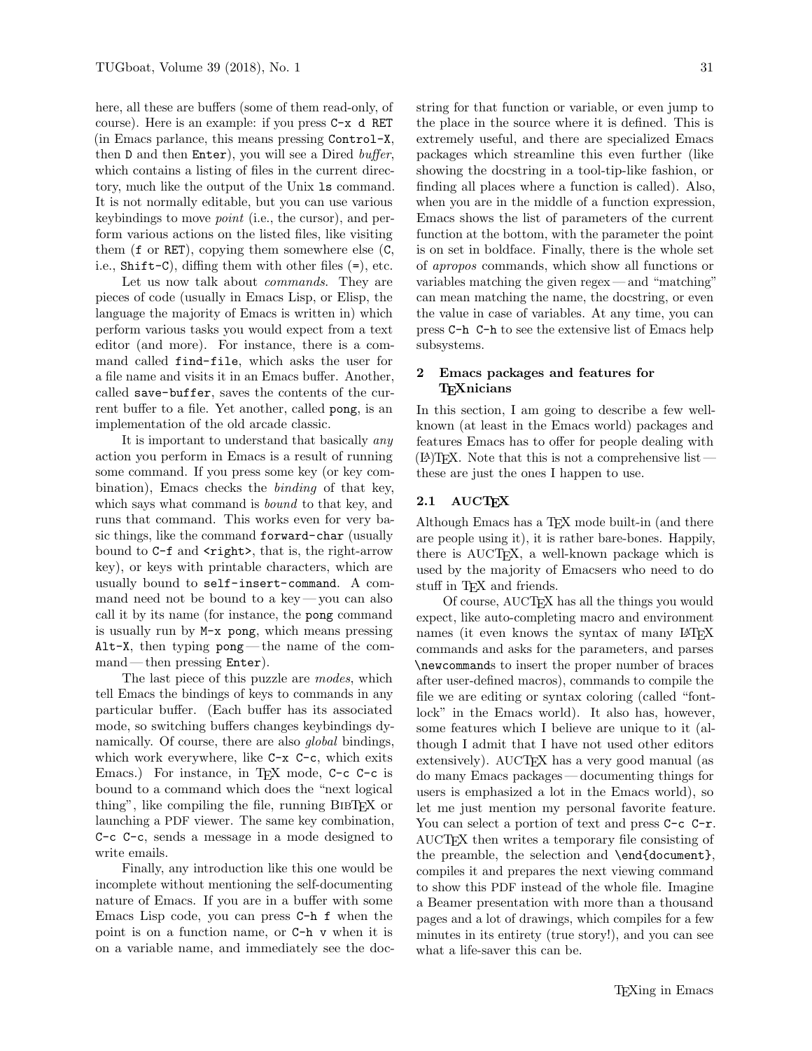here, all these are buffers (some of them read-only, of course). Here is an example: if you press `C-x d RET` (in Emacs parlance, this means pressing `Control-X`, then `D` and then `Enter`), you will see a Dired *buffer*, which contains a listing of files in the current directory, much like the output of the Unix `ls` command. It is not normally editable, but you can use various keybindings to move *point* (i.e., the cursor), and perform various actions on the listed files, like visiting them (`f` or `RET`), copying them somewhere else (`C`, i.e., `Shift-C`), diffing them with other files (`=`), etc.

Let us now talk about *commands*. They are pieces of code (usually in Emacs Lisp, or Elisp, the language the majority of Emacs is written in) which perform various tasks you would expect from a text editor (and more). For instance, there is a command called `find-file`, which asks the user for a file name and visits it in an Emacs buffer. Another, called `save-buffer`, saves the contents of the current buffer to a file. Yet another, called `pong`, is an implementation of the old arcade classic.

It is important to understand that basically *any* action you perform in Emacs is a result of running some command. If you press some key (or key combination), Emacs checks the *binding* of that key, which says what command is *bound* to that key, and runs that command. This works even for very basic things, like the command `forward-char` (usually bound to `C-f` and `<right>`, that is, the right-arrow key), or keys with printable characters, which are usually bound to `self-insert-command`. A command need not be bound to a key — you can also call it by its name (for instance, the `pong` command is usually run by `M-x pong`, which means pressing `Alt-X`, then typing `pong` — the name of the command — then pressing `Enter`).

The last piece of this puzzle are *modes*, which tell Emacs the bindings of keys to commands in any particular buffer. (Each buffer has its associated mode, so switching buffers changes keybindings dynamically. Of course, there are also *global* bindings, which work everywhere, like `C-x C-c`, which exits Emacs.) For instance, in TeX mode, `C-c C-c` is bound to a command which does the "next logical thing", like compiling the file, running BibTeX or launching a PDF viewer. The same key combination, `C-c C-c`, sends a message in a mode designed to write emails.

Finally, any introduction like this one would be incomplete without mentioning the self-documenting nature of Emacs. If you are in a buffer with some Emacs Lisp code, you can press `C-h f` when the point is on a function name, or `C-h v` when it is on a variable name, and immediately see the docstring for that function or variable, or even jump to the place in the source where it is defined. This is extremely useful, and there are specialized Emacs packages which streamline this even further (like showing the docstring in a tool-tip-like fashion, or finding all places where a function is called). Also, when you are in the middle of a function expression, Emacs shows the list of parameters of the current function at the bottom, with the parameter the point is on set in boldface. Finally, there is the whole set of *apropos* commands, which show all functions or variables matching the given regex — and "matching" can mean matching the name, the docstring, or even the value in case of variables. At any time, you can press `C-h C-h` to see the extensive list of Emacs help subsystems.

## 2 Emacs packages and features for TeXnicians

In this section, I am going to describe a few well-known (at least in the Emacs world) packages and features Emacs has to offer for people dealing with (LA)TeX. Note that this is not a comprehensive list — these are just the ones I happen to use.

### 2.1 AUCTeX

Although Emacs has a TeX mode built-in (and there are people using it), it is rather bare-bones. Happily, there is AUCTeX, a well-known package which is used by the majority of Emacsers who need to do stuff in TeX and friends.

Of course, AUCTeX has all the things you would expect, like auto-completing macro and environment names (it even knows the syntax of many LaTeX commands and asks for the parameters, and parses `\newcommand`s to insert the proper number of braces after user-defined macros), commands to compile the file we are editing or syntax coloring (called "font-lock" in the Emacs world). It also has, however, some features which I believe are unique to it (although I admit that I have not used other editors extensively). AUCTeX has a very good manual (as do many Emacs packages — documenting things for users is emphasized a lot in the Emacs world), so let me just mention my personal favorite feature. You can select a portion of text and press `C-c C-r`. AUCTeX then writes a temporary file consisting of the preamble, the selection and `\end{document}`, compiles it and prepares the next viewing command to show this PDF instead of the whole file. Imagine a Beamer presentation with more than a thousand pages and a lot of drawings, which compiles for a few minutes in its entirety (true story!), and you can see what a life-saver this can be.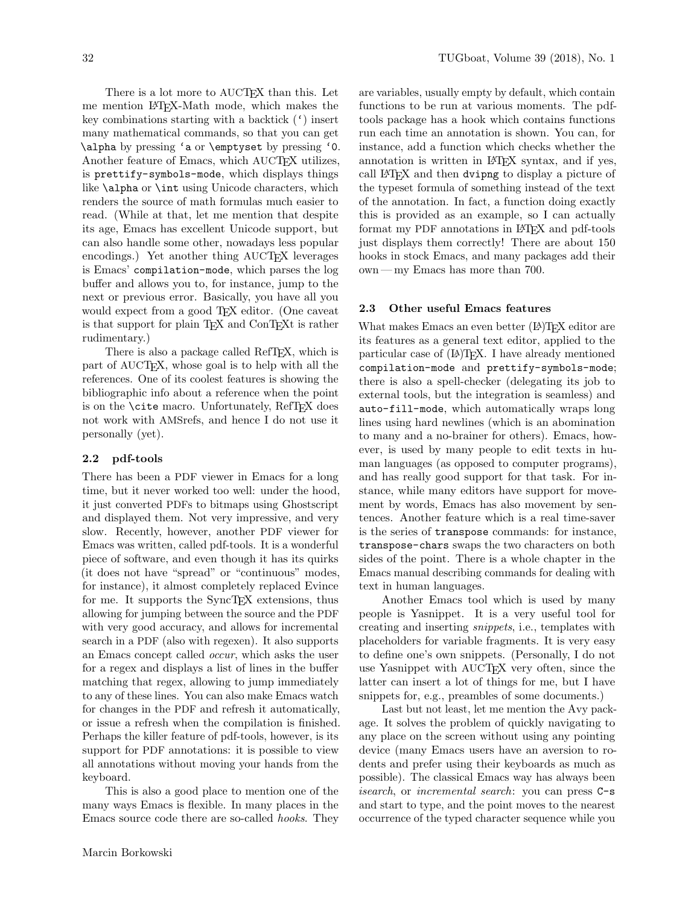There is a lot more to AUCTeX than this. Let me mention LaTeX-Math mode, which makes the key combinations starting with a backtick (`) insert many mathematical commands, so that you can get `\alpha` by pressing `` `a `` or `\emptyset` by pressing `` `0 ``. Another feature of Emacs, which AUCTeX utilizes, is `prettify-symbols-mode`, which displays things like `\alpha` or `\int` using Unicode characters, which renders the source of math formulas much easier to read. (While at that, let me mention that despite its age, Emacs has excellent Unicode support, but can also handle some other, nowadays less popular encodings.) Yet another thing AUCTeX leverages is Emacs' `compilation-mode`, which parses the log buffer and allows you to, for instance, jump to the next or previous error. Basically, you have all you would expect from a good TeX editor. (One caveat is that support for plain TeX and ConTeXt is rather rudimentary.)

There is also a package called RefTeX, which is part of AUCTeX, whose goal is to help with all the references. One of its coolest features is showing the bibliographic info about a reference when the point is on the `\cite` macro. Unfortunately, RefTeX does not work with AMSrefs, and hence I do not use it personally (yet).

## 2.2 pdf-tools

There has been a PDF viewer in Emacs for a long time, but it never worked too well: under the hood, it just converted PDFs to bitmaps using Ghostscript and displayed them. Not very impressive, and very slow. Recently, however, another PDF viewer for Emacs was written, called pdf-tools. It is a wonderful piece of software, and even though it has its quirks (it does not have "spread" or "continuous" modes, for instance), it almost completely replaced Evince for me. It supports the SyncTeX extensions, thus allowing for jumping between the source and the PDF with very good accuracy, and allows for incremental search in a PDF (also with regexen). It also supports an Emacs concept called *occur*, which asks the user for a regex and displays a list of lines in the buffer matching that regex, allowing to jump immediately to any of these lines. You can also make Emacs watch for changes in the PDF and refresh it automatically, or issue a refresh when the compilation is finished. Perhaps the killer feature of pdf-tools, however, is its support for PDF annotations: it is possible to view all annotations without moving your hands from the keyboard.

This is also a good place to mention one of the many ways Emacs is flexible. In many places in the Emacs source code there are so-called *hooks*. They are variables, usually empty by default, which contain functions to be run at various moments. The pdf-tools package has a hook which contains functions run each time an annotation is shown. You can, for instance, add a function which checks whether the annotation is written in LaTeX syntax, and if yes, call LaTeX and then `dvipng` to display a picture of the typeset formula of something instead of the text of the annotation. In fact, a function doing exactly this is provided as an example, so I can actually format my PDF annotations in LaTeX and pdf-tools just displays them correctly! There are about 150 hooks in stock Emacs, and many packages add their own — my Emacs has more than 700.

## 2.3 Other useful Emacs features

What makes Emacs an even better (La)TeX editor are its features as a general text editor, applied to the particular case of (La)TeX. I have already mentioned `compilation-mode` and `prettify-symbols-mode`; there is also a spell-checker (delegating its job to external tools, but the integration is seamless) and `auto-fill-mode`, which automatically wraps long lines using hard newlines (which is an abomination to many and a no-brainer for others). Emacs, however, is used by many people to edit texts in human languages (as opposed to computer programs), and has really good support for that task. For instance, while many editors have support for movement by words, Emacs has also movement by sentences. Another feature which is a real time-saver is the series of `transpose` commands: for instance, `transpose-chars` swaps the two characters on both sides of the point. There is a whole chapter in the Emacs manual describing commands for dealing with text in human languages.

Another Emacs tool which is used by many people is Yasnippet. It is a very useful tool for creating and inserting *snippets*, i.e., templates with placeholders for variable fragments. It is very easy to define one's own snippets. (Personally, I do not use Yasnippet with AUCTeX very often, since the latter can insert a lot of things for me, but I have snippets for, e.g., preambles of some documents.)

Last but not least, let me mention the Avy package. It solves the problem of quickly navigating to any place on the screen without using any pointing device (many Emacs users have an aversion to rodents and prefer using their keyboards as much as possible). The classical Emacs way has always been *isearch*, or *incremental search*: you can press `C-s` and start to type, and the point moves to the nearest occurrence of the typed character sequence while you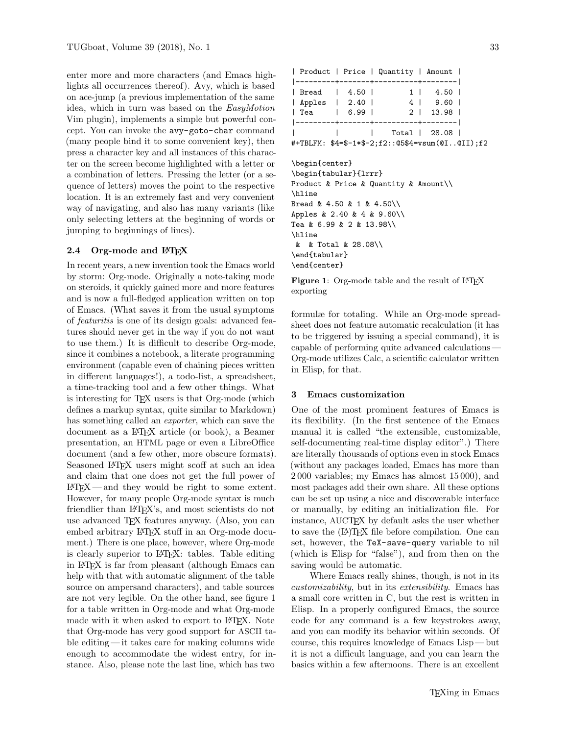enter more and more characters (and Emacs highlights all occurrences thereof). Avy, which is based on ace-jump (a previous implementation of the same idea, which in turn was based on the *EasyMotion* Vim plugin), implements a simple but powerful concept. You can invoke the `avy-goto-char` command (many people bind it to some convenient key), then press a character key and all instances of this character on the screen become highlighted with a letter or a combination of letters. Pressing the letter (or a sequence of letters) moves the point to the respective location. It is an extremely fast and very convenient way of navigating, and also has many variants (like only selecting letters at the beginning of words or jumping to beginnings of lines).

### 2.4 Org-mode and LaTeX

In recent years, a new invention took the Emacs world by storm: Org-mode. Originally a note-taking mode on steroids, it quickly gained more and more features and is now a full-fledged application written on top of Emacs. (What saves it from the usual symptoms of *featuritis* is one of its design goals: advanced features should never get in the way if you do not want to use them.) It is difficult to describe Org-mode, since it combines a notebook, a literate programming environment (capable even of chaining pieces written in different languages!), a todo-list, a spreadsheet, a time-tracking tool and a few other things. What is interesting for TeX users is that Org-mode (which defines a markup syntax, quite similar to Markdown) has something called an *exporter*, which can save the document as a LaTeX article (or book), a Beamer presentation, an HTML page or even a LibreOffice document (and a few other, more obscure formats). Seasoned LaTeX users might scoff at such an idea and claim that one does not get the full power of LaTeX — and they would be right to some extent. However, for many people Org-mode syntax is much friendlier than LaTeX's, and most scientists do not use advanced TeX features anyway. (Also, you can embed arbitrary LaTeX stuff in an Org-mode document.) There is one place, however, where Org-mode is clearly superior to LaTeX: tables. Table editing in LaTeX is far from pleasant (although Emacs can help with that with automatic alignment of the table source on ampersand characters), and table sources are not very legible. On the other hand, see figure 1 for a table written in Org-mode and what Org-mode made with it when asked to export to LaTeX. Note that Org-mode has very good support for ASCII table editing — it takes care for making columns wide enough to accommodate the widest entry, for instance. Also, please note the last line, which has two formulæ for totaling. While an Org-mode spreadsheet does not feature automatic recalculation (it has to be triggered by issuing a special command), it is capable of performing quite advanced calculations — Org-mode utilizes Calc, a scientific calculator written in Elisp, for that.

```
| Product | Price | Quantity | Amount |
|---------+-------+----------+--------|
| Bread   |  4.50 |        1 |   4.50 |
| Apples  |  2.40 |        4 |   9.60 |
| Tea     |  6.99 |        2 |  13.98 |
|---------+-------+----------+--------|
|         |       |    Total |  28.08 |
#+TBLFM: $4=$-1*$-2;f2::@5$4=vsum(@I..@II);f2
```

```
\begin{center}
\begin{tabular}{lrrr}
Product & Price & Quantity & Amount\\
\hline
Bread & 4.50 & 1 & 4.50\\
Apples & 2.40 & 4 & 9.60\\
Tea & 6.99 & 2 & 13.98\\
\hline
 &  & Total & 28.08\\
\end{tabular}
\end{center}
```

**Figure 1**: Org-mode table and the result of LaTeX exporting

## 3 Emacs customization

One of the most prominent features of Emacs is its flexibility. (In the first sentence of the Emacs manual it is called “the extensible, customizable, self-documenting real-time display editor”.) There are literally thousands of options even in stock Emacs (without any packages loaded, Emacs has more than 2 000 variables; my Emacs has almost 15 000), and most packages add their own share. All these options can be set up using a nice and discoverable interface or manually, by editing an initialization file. For instance, AUCTeX by default asks the user whether to save the (La)TeX file before compilation. One can set, however, the `TeX-save-query` variable to nil (which is Elisp for “false”), and from then on the saving would be automatic.

Where Emacs really shines, though, is not in its *customizability*, but in its *extensibility*. Emacs has a small core written in C, but the rest is written in Elisp. In a properly configured Emacs, the source code for any command is a few keystrokes away, and you can modify its behavior within seconds. Of course, this requires knowledge of Emacs Lisp — but it is not a difficult language, and you can learn the basics within a few afternoons. There is an excellent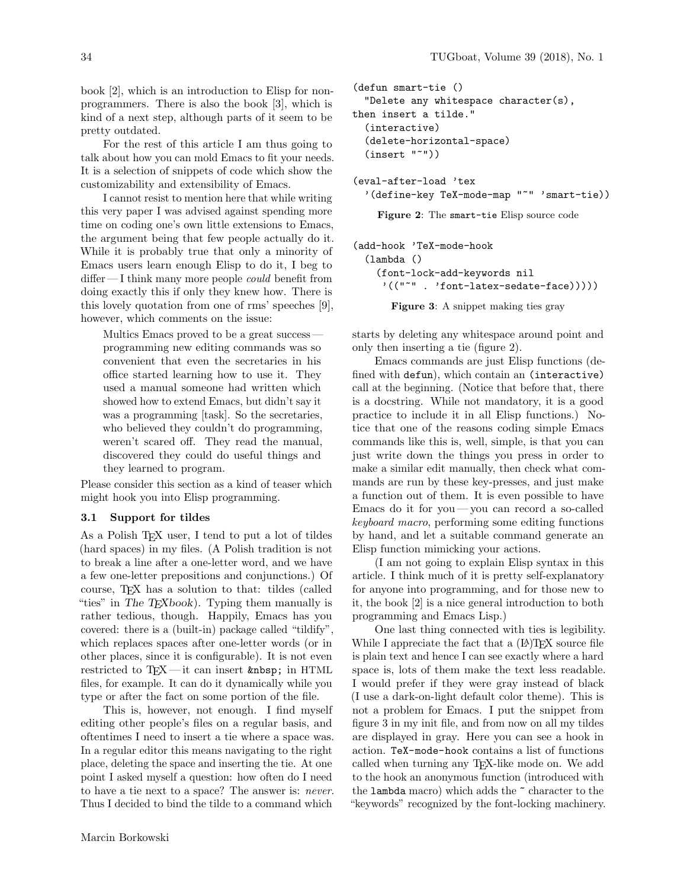book [2], which is an introduction to Elisp for non-programmers. There is also the book [3], which is kind of a next step, although parts of it seem to be pretty outdated.

For the rest of this article I am thus going to talk about how you can mold Emacs to fit your needs. It is a selection of snippets of code which show the customizability and extensibility of Emacs.

I cannot resist to mention here that while writing this very paper I was advised against spending more time on coding one's own little extensions to Emacs, the argument being that few people actually do it. While it is probably true that only a minority of Emacs users learn enough Elisp to do it, I beg to differ — I think many more people *could* benefit from doing exactly this if only they knew how. There is this lovely quotation from one of rms' speeches [9], however, which comments on the issue:

> Multics Emacs proved to be a great success — programming new editing commands was so convenient that even the secretaries in his office started learning how to use it. They used a manual someone had written which showed how to extend Emacs, but didn't say it was a programming [task]. So the secretaries, who believed they couldn't do programming, weren't scared off. They read the manual, discovered they could do useful things and they learned to program.

Please consider this section as a kind of teaser which might hook you into Elisp programming.

### 3.1 Support for tildes

As a Polish TeX user, I tend to put a lot of tildes (hard spaces) in my files. (A Polish tradition is not to break a line after a one-letter word, and we have a few one-letter prepositions and conjunctions.) Of course, TeX has a solution to that: tildes (called "ties" in *The TeXbook*). Typing them manually is rather tedious, though. Happily, Emacs has you covered: there is a (built-in) package called "tildify", which replaces spaces after one-letter words (or in other places, since it is configurable). It is not even restricted to TeX — it can insert `&nbsp;` in HTML files, for example. It can do it dynamically while you type or after the fact on some portion of the file.

This is, however, not enough. I find myself editing other people's files on a regular basis, and oftentimes I need to insert a tie where a space was. In a regular editor this means navigating to the right place, deleting the space and inserting the tie. At one point I asked myself a question: how often do I need to have a tie next to a space? The answer is: *never*. Thus I decided to bind the tilde to a command which starts by deleting any whitespace around point and only then inserting a tie (figure 2).

```
(defun smart-tie ()
  "Delete any whitespace character(s),
then insert a tilde."
  (interactive)
  (delete-horizontal-space)
  (insert "~"))

(eval-after-load 'tex
  '(define-key TeX-mode-map "~" 'smart-tie))
```

**Figure 2**: The `smart-tie` Elisp source code

```
(add-hook 'TeX-mode-hook
  (lambda ()
    (font-lock-add-keywords nil
     '(("~" . 'font-latex-sedate-face)))))
```

**Figure 3**: A snippet making ties gray

Emacs commands are just Elisp functions (defined with `defun`), which contain an `(interactive)` call at the beginning. (Notice that before that, there is a docstring. While not mandatory, it is a good practice to include it in all Elisp functions.) Notice that one of the reasons coding simple Emacs commands like this is, well, simple, is that you can just write down the things you press in order to make a similar edit manually, then check what commands are run by these key-presses, and just make a function out of them. It is even possible to have Emacs do it for you — you can record a so-called *keyboard macro*, performing some editing functions by hand, and let a suitable command generate an Elisp function mimicking your actions.

(I am not going to explain Elisp syntax in this article. I think much of it is pretty self-explanatory for anyone into programming, and for those new to it, the book [2] is a nice general introduction to both programming and Emacs Lisp.)

One last thing connected with ties is legibility. While I appreciate the fact that a (LA)TeX source file is plain text and hence I can see exactly where a hard space is, lots of them make the text less readable. I would prefer if they were gray instead of black (I use a dark-on-light default color theme). This is not a problem for Emacs. I put the snippet from figure 3 in my init file, and from now on all my tildes are displayed in gray. Here you can see a hook in action. `TeX-mode-hook` contains a list of functions called when turning any TeX-like mode on. We add to the hook an anonymous function (introduced with the `lambda` macro) which adds the `~` character to the "keywords" recognized by the font-locking machinery.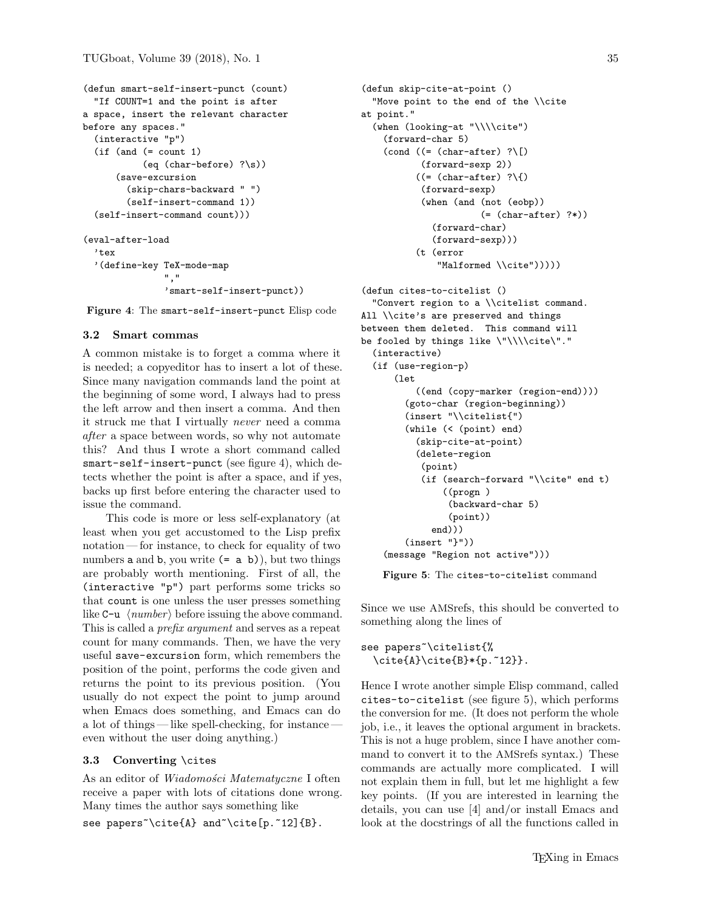```
(defun smart-self-insert-punct (count)
  "If COUNT=1 and the point is after
a space, insert the relevant character
before any spaces."
  (interactive "p")
  (if (and (= count 1)
           (eq (char-before) ?\s))
      (save-excursion
        (skip-chars-backward " ")
        (self-insert-command 1))
  (self-insert-command count)))

(eval-after-load
  'tex
  '(define-key TeX-mode-map
               ","
               'smart-self-insert-punct))
```

**Figure 4**: The `smart-self-insert-punct` Elisp code

### 3.2 Smart commas

A common mistake is to forget a comma where it is needed; a copyeditor has to insert a lot of these. Since many navigation commands land the point at the beginning of some word, I always had to press the left arrow and then insert a comma. And then it struck me that I virtually *never* need a comma *after* a space between words, so why not automate this? And thus I wrote a short command called `smart-self-insert-punct` (see figure 4), which detects whether the point is after a space, and if yes, backs up first before entering the character used to issue the command.

This code is more or less self-explanatory (at least when you get accustomed to the Lisp prefix notation — for instance, to check for equality of two numbers `a` and `b`, you write `(= a b)`), but two things are probably worth mentioning. First of all, the `(interactive "p")` part performs some tricks so that `count` is one unless the user presses something like `C-u` ⟨*number*⟩ before issuing the above command. This is called a *prefix argument* and serves as a repeat count for many commands. Then, we have the very useful `save-excursion` form, which remembers the position of the point, performs the code given and returns the point to its previous position. (You usually do not expect the point to jump around when Emacs does something, and Emacs can do a lot of things — like spell-checking, for instance — even without the user doing anything.)

### 3.3 Converting `\cite`s

As an editor of *Wiadomości Matematyczne* I often receive a paper with lots of citations done wrong. Many times the author says something like

```
see papers~\cite{A} and~\cite[p.~12]{B}.
```

```
(defun skip-cite-at-point ()
  "Move point to the end of the \\cite
at point."
  (when (looking-at "\\\\cite")
    (forward-char 5)
    (cond ((= (char-after) ?\[)
           (forward-sexp 2))
          ((= (char-after) ?\{)
           (forward-sexp)
           (when (and (not (eobp))
                      (= (char-after) ?*))
             (forward-char)
             (forward-sexp)))
          (t (error
              "Malformed \\cite")))))

(defun cites-to-citelist ()
  "Convert region to a \\citelist command.
All \\cite's are preserved and things
between them deleted.  This command will
be fooled by things like \"\\\\cite\"."
  (interactive)
  (if (use-region-p)
      (let
          ((end (copy-marker (region-end))))
        (goto-char (region-beginning))
        (insert "\\citelist{")
        (while (< (point) end)
          (skip-cite-at-point)
          (delete-region
           (point)
           (if (search-forward "\\cite" end t)
               ((progn )
                (backward-char 5)
                (point))
             end)))
        (insert "}"))
    (message "Region not active")))
```

**Figure 5**: The `cites-to-citelist` command

Since we use AMSrefs, this should be converted to something along the lines of

```
see papers~\citelist{%
  \cite{A}\cite{B}*{p.~12}}.
```

Hence I wrote another simple Elisp command, called `cites-to-citelist` (see figure 5), which performs the conversion for me. (It does not perform the whole job, i.e., it leaves the optional argument in brackets. This is not a huge problem, since I have another command to convert it to the AMSrefs syntax.) These commands are actually more complicated. I will not explain them in full, but let me highlight a few key points. (If you are interested in learning the details, you can use [4] and/or install Emacs and look at the docstrings of all the functions called in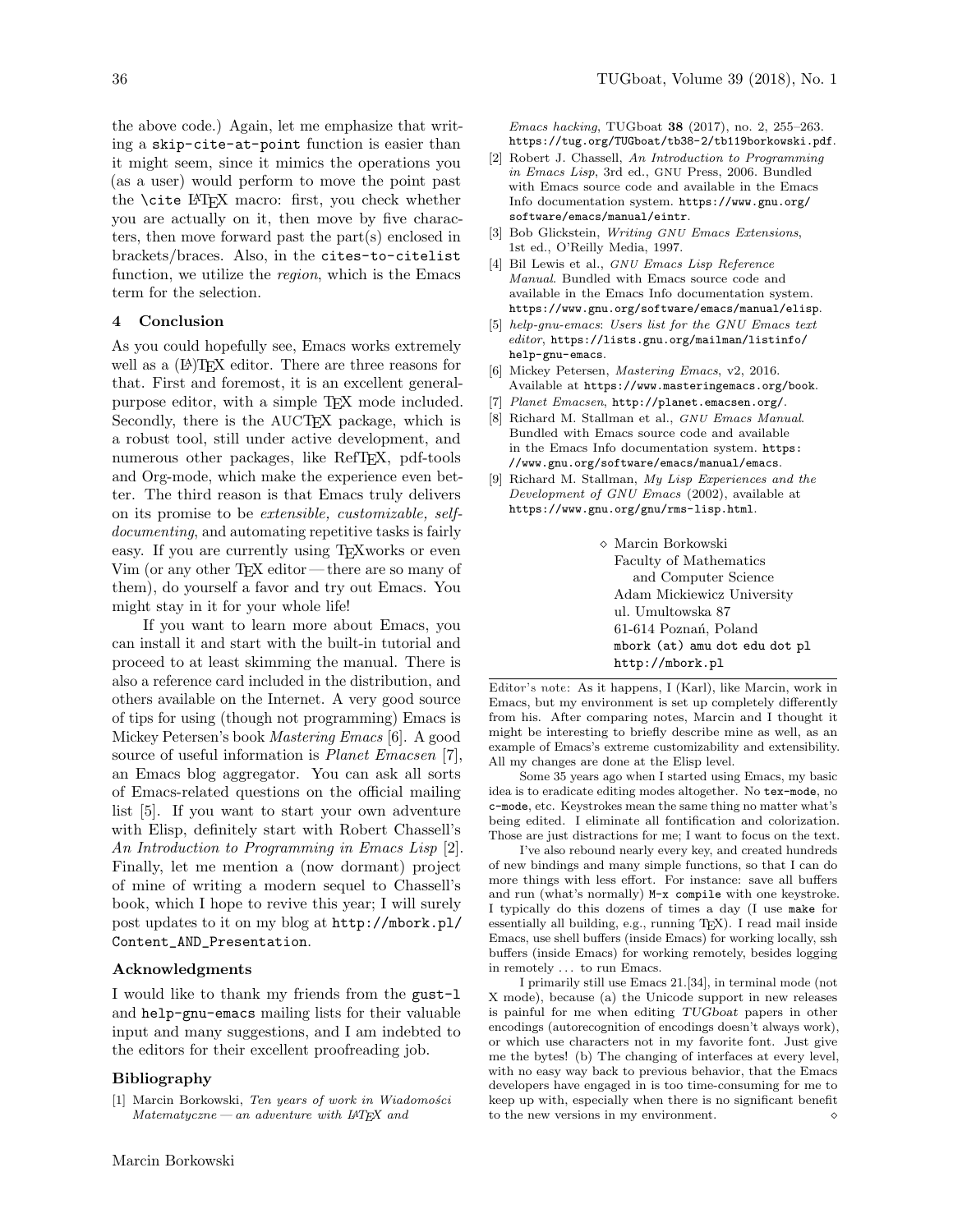the above code.) Again, let me emphasize that writing a `skip-cite-at-point` function is easier than it might seem, since it mimics the operations you (as a user) would perform to move the point past the `\cite` LaTeX macro: first, you check whether you are actually on it, then move by five characters, then move forward past the part(s) enclosed in brackets/braces. Also, in the `cites-to-citelist` function, we utilize the *region*, which is the Emacs term for the selection.

## 4 Conclusion

As you could hopefully see, Emacs works extremely well as a (LA)TeX editor. There are three reasons for that. First and foremost, it is an excellent general-purpose editor, with a simple TeX mode included. Secondly, there is the AUCTeX package, which is a robust tool, still under active development, and numerous other packages, like RefTeX, pdf-tools and Org-mode, which make the experience even better. The third reason is that Emacs truly delivers on its promise to be *extensible, customizable, self-documenting*, and automating repetitive tasks is fairly easy. If you are currently using TeXworks or even Vim (or any other TeX editor — there are so many of them), do yourself a favor and try out Emacs. You might stay in it for your whole life!

If you want to learn more about Emacs, you can install it and start with the built-in tutorial and proceed to at least skimming the manual. There is also a reference card included in the distribution, and others available on the Internet. A very good source of tips for using (though not programming) Emacs is Mickey Petersen's book *Mastering Emacs* [6]. A good source of useful information is *Planet Emacsen* [7], an Emacs blog aggregator. You can ask all sorts of Emacs-related questions on the official mailing list [5]. If you want to start your own adventure with Elisp, definitely start with Robert Chassell's *An Introduction to Programming in Emacs Lisp* [2]. Finally, let me mention a (now dormant) project of mine of writing a modern sequel to Chassell's book, which I hope to revive this year; I will surely post updates to it on my blog at `http://mbork.pl/Content_AND_Presentation`.

### Acknowledgments

I would like to thank my friends from the `gust-l` and `help-gnu-emacs` mailing lists for their valuable input and many suggestions, and I am indebted to the editors for their excellent proofreading job.

### Bibliography

[1] Marcin Borkowski, *Ten years of work in Wiadomości Matematyczne — an adventure with LaTeX and Emacs hacking*, TUGboat **38** (2017), no. 2, 255–263. `https://tug.org/TUGboat/tb38-2/tb119borkowski.pdf`.

[2] Robert J. Chassell, *An Introduction to Programming in Emacs Lisp*, 3rd ed., GNU Press, 2006. Bundled with Emacs source code and available in the Emacs Info documentation system. `https://www.gnu.org/software/emacs/manual/eintr`.

[3] Bob Glickstein, *Writing GNU Emacs Extensions*, 1st ed., O'Reilly Media, 1997.

[4] Bil Lewis et al., *GNU Emacs Lisp Reference Manual*. Bundled with Emacs source code and available in the Emacs Info documentation system. `https://www.gnu.org/software/emacs/manual/elisp`.

[5] *help-gnu-emacs: Users list for the GNU Emacs text editor*, `https://lists.gnu.org/mailman/listinfo/help-gnu-emacs`.

[6] Mickey Petersen, *Mastering Emacs*, v2, 2016. Available at `https://www.masteringemacs.org/book`.

[7] *Planet Emacsen*, `http://planet.emacsen.org/`.

[8] Richard M. Stallman et al., *GNU Emacs Manual*. Bundled with Emacs source code and available in the Emacs Info documentation system. `https://www.gnu.org/software/emacs/manual/emacs`.

[9] Richard M. Stallman, *My Lisp Experiences and the Development of GNU Emacs* (2002), available at `https://www.gnu.org/gnu/rms-lisp.html`.

◇ Marcin Borkowski
Faculty of Mathematics and Computer Science
Adam Mickiewicz University
ul. Umultowska 87
61-614 Poznań, Poland
`mbork (at) amu dot edu dot pl`
`http://mbork.pl`

---

Editor's note: As it happens, I (Karl), like Marcin, work in Emacs, but my environment is set up completely differently from his. After comparing notes, Marcin and I thought it might be interesting to briefly describe mine as well, as an example of Emacs's extreme customizability and extensibility. All my changes are done at the Elisp level.

Some 35 years ago when I started using Emacs, my basic idea is to eradicate editing modes altogether. No `tex-mode`, no `c-mode`, etc. Keystrokes mean the same thing no matter what's being edited. I eliminate all fontification and colorization. Those are just distractions for me; I want to focus on the text.

I've also rebound nearly every key, and created hundreds of new bindings and many simple functions, so that I can do more things with less effort. For instance: save all buffers and run (what's normally) `M-x compile` with one keystroke. I typically do this dozens of times a day (I use `make` for essentially all building, e.g., running TeX). I read mail inside Emacs, use shell buffers (inside Emacs) for working locally, ssh buffers (inside Emacs) for working remotely, besides logging in remotely ... to run Emacs.

I primarily still use Emacs 21.[34], in terminal mode (not X mode), because (a) the Unicode support in new releases is painful for me when editing *TUGboat* papers in other encodings (autorecognition of encodings doesn't always work), or which use characters not in my favorite font. Just give me the bytes! (b) The changing of interfaces at every level, with no easy way back to previous behavior, that the Emacs developers have engaged in is too time-consuming for me to keep up with, especially when there is no significant benefit to the new versions in my environment. ◇